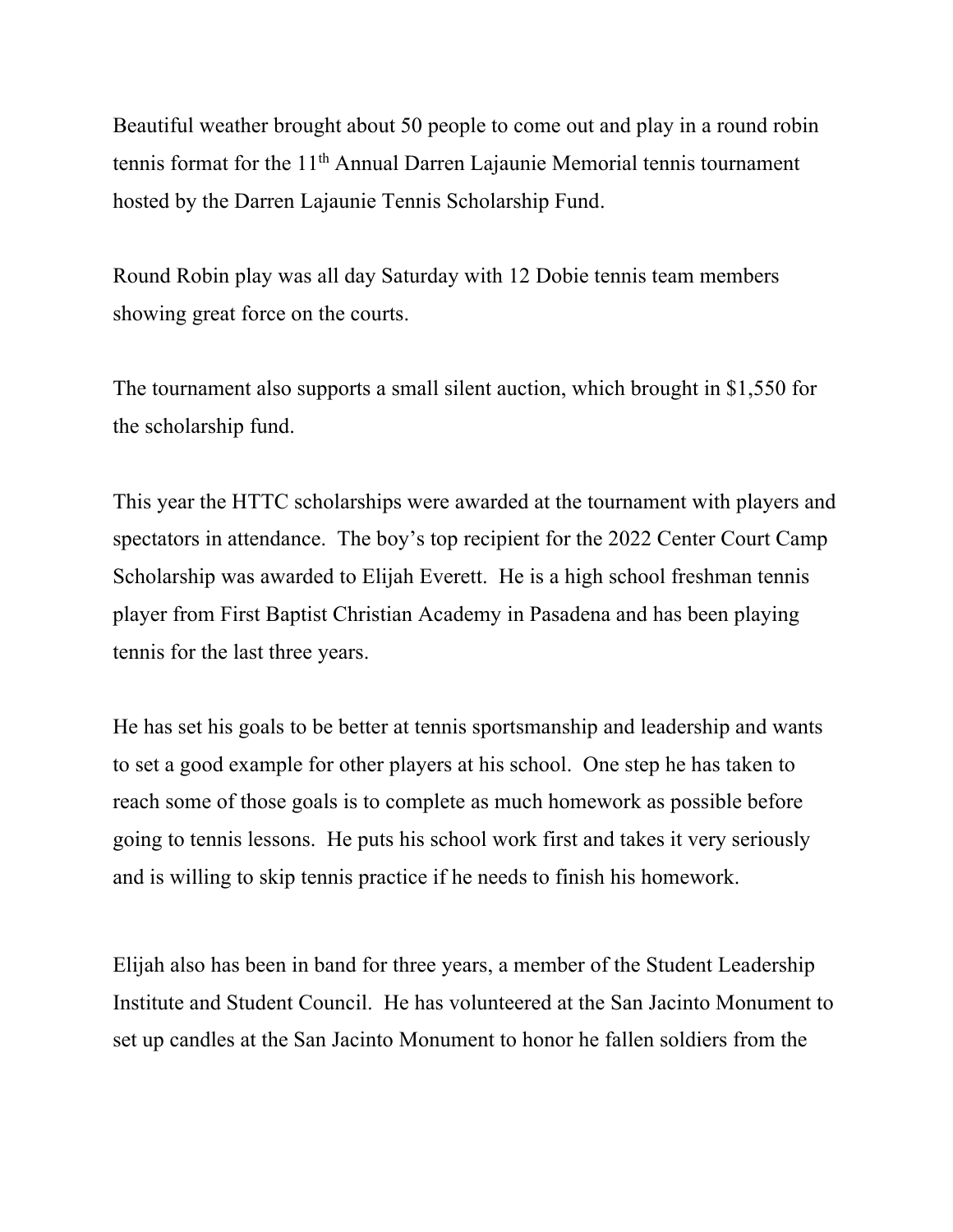Beautiful weather brought about 50 people to come out and play in a round robin tennis format for the 11th Annual Darren Lajaunie Memorial tennis tournament hosted by the Darren Lajaunie Tennis Scholarship Fund.

Round Robin play was all day Saturday with 12 Dobie tennis team members showing great force on the courts.

The tournament also supports a small silent auction, which brought in $1,550 for the scholarship fund.

This year the HTTC scholarships were awarded at the tournament with players and spectators in attendance. The boy's top recipient for the 2022 Center Court Camp Scholarship was awarded to Elijah Everett. He is a high school freshman tennis player from First Baptist Christian Academy in Pasadena and has been playing tennis for the last three years.

He has set his goals to be better at tennis sportsmanship and leadership and wants to set a good example for other players at his school. One step he has taken to reach some of those goals is to complete as much homework as possible before going to tennis lessons. He puts his school work first and takes it very seriously and is willing to skip tennis practice if he needs to finish his homework.

Elijah also has been in band for three years, a member of the Student Leadership Institute and Student Council. He has volunteered at the San Jacinto Monument to set up candles at the San Jacinto Monument to honor he fallen soldiers from the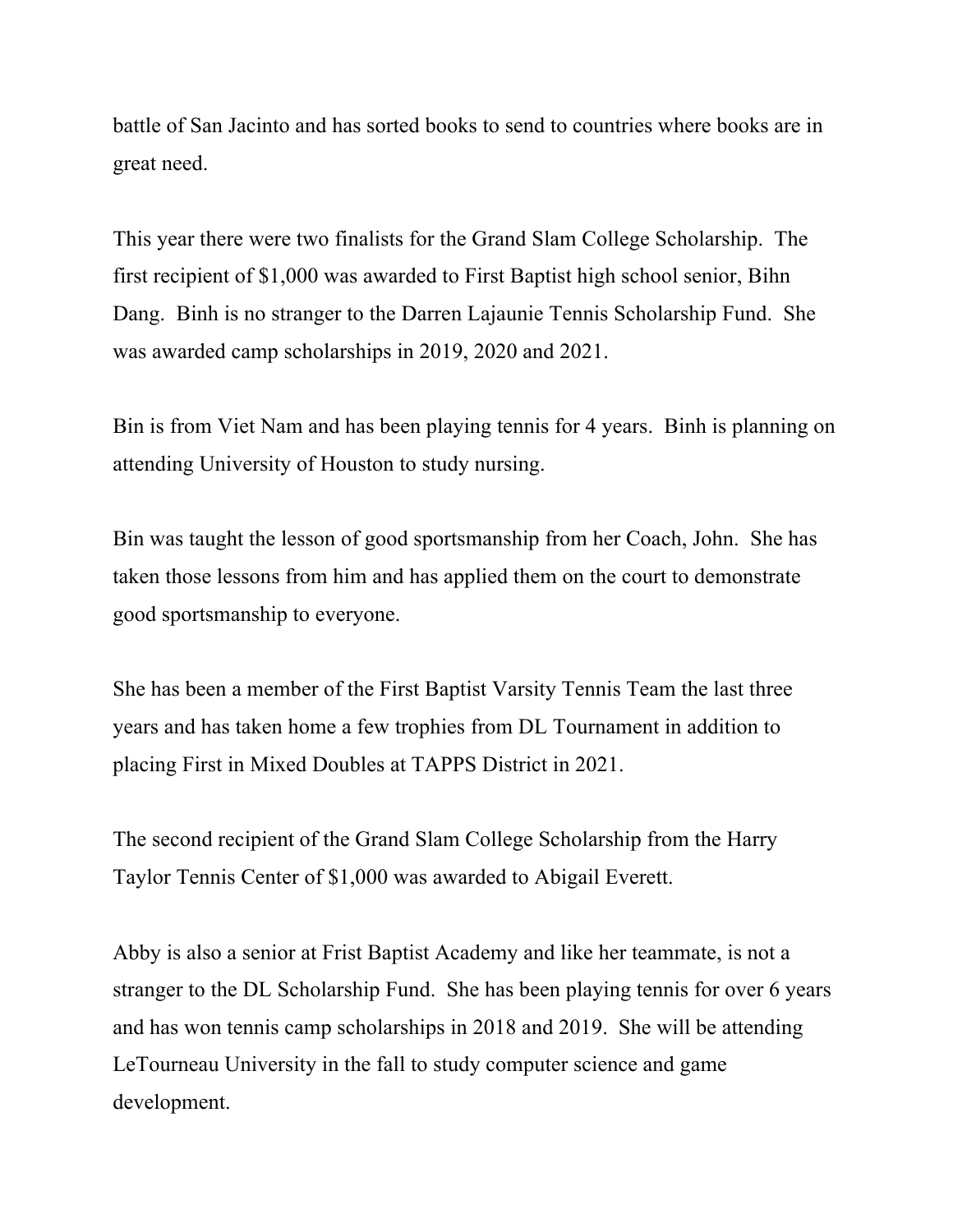battle of San Jacinto and has sorted books to send to countries where books are in great need.

This year there were two finalists for the Grand Slam College Scholarship. The first recipient of $1,000 was awarded to First Baptist high school senior, Bihn Dang. Binh is no stranger to the Darren Lajaunie Tennis Scholarship Fund. She was awarded camp scholarships in 2019, 2020 and 2021.

Bin is from Viet Nam and has been playing tennis for 4 years. Binh is planning on attending University of Houston to study nursing.

Bin was taught the lesson of good sportsmanship from her Coach, John. She has taken those lessons from him and has applied them on the court to demonstrate good sportsmanship to everyone.

She has been a member of the First Baptist Varsity Tennis Team the last three years and has taken home a few trophies from DL Tournament in addition to placing First in Mixed Doubles at TAPPS District in 2021.

The second recipient of the Grand Slam College Scholarship from the Harry Taylor Tennis Center of $1,000 was awarded to Abigail Everett.

Abby is also a senior at Frist Baptist Academy and like her teammate, is not a stranger to the DL Scholarship Fund. She has been playing tennis for over 6 years and has won tennis camp scholarships in 2018 and 2019. She will be attending LeTourneau University in the fall to study computer science and game development.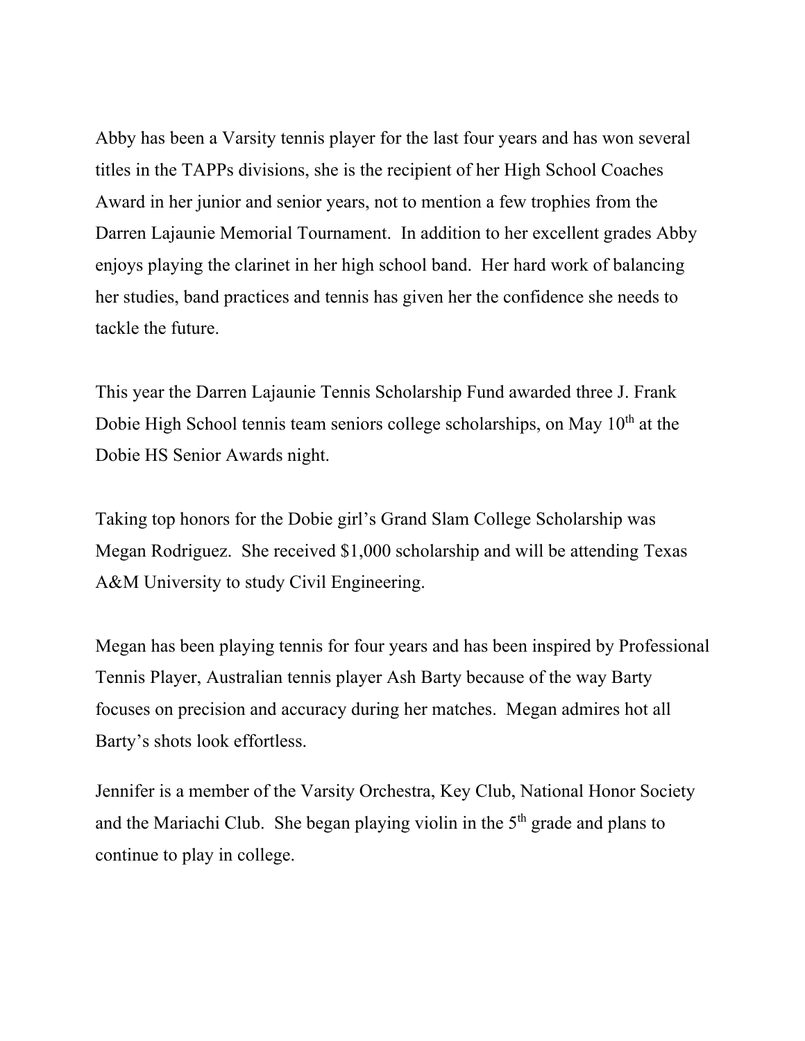Abby has been a Varsity tennis player for the last four years and has won several titles in the TAPPs divisions, she is the recipient of her High School Coaches Award in her junior and senior years, not to mention a few trophies from the Darren Lajaunie Memorial Tournament. In addition to her excellent grades Abby enjoys playing the clarinet in her high school band. Her hard work of balancing her studies, band practices and tennis has given her the confidence she needs to tackle the future.

This year the Darren Lajaunie Tennis Scholarship Fund awarded three J. Frank Dobie High School tennis team seniors college scholarships, on May 10th at the Dobie HS Senior Awards night.

Taking top honors for the Dobie girl's Grand Slam College Scholarship was Megan Rodriguez. She received $1,000 scholarship and will be attending Texas A&M University to study Civil Engineering.

Megan has been playing tennis for four years and has been inspired by Professional Tennis Player, Australian tennis player Ash Barty because of the way Barty focuses on precision and accuracy during her matches. Megan admires hot all Barty's shots look effortless.

Jennifer is a member of the Varsity Orchestra, Key Club, National Honor Society and the Mariachi Club. She began playing violin in the 5th grade and plans to continue to play in college.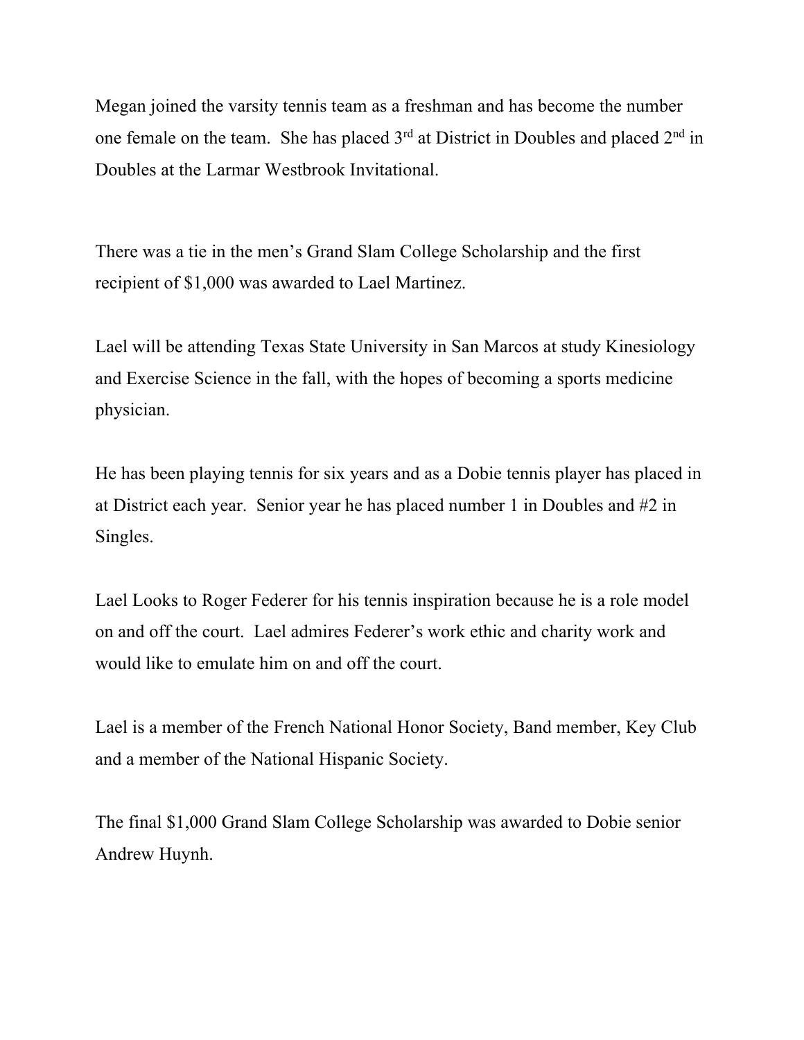Megan joined the varsity tennis team as a freshman and has become the number one female on the team. She has placed 3rd at District in Doubles and placed 2nd in Doubles at the Larmar Westbrook Invitational.

There was a tie in the men's Grand Slam College Scholarship and the first recipient of $1,000 was awarded to Lael Martinez.

Lael will be attending Texas State University in San Marcos at study Kinesiology and Exercise Science in the fall, with the hopes of becoming a sports medicine physician.

He has been playing tennis for six years and as a Dobie tennis player has placed in at District each year. Senior year he has placed number 1 in Doubles and #2 in Singles.

Lael Looks to Roger Federer for his tennis inspiration because he is a role model on and off the court. Lael admires Federer's work ethic and charity work and would like to emulate him on and off the court.

Lael is a member of the French National Honor Society, Band member, Key Club and a member of the National Hispanic Society.

The final $1,000 Grand Slam College Scholarship was awarded to Dobie senior Andrew Huynh.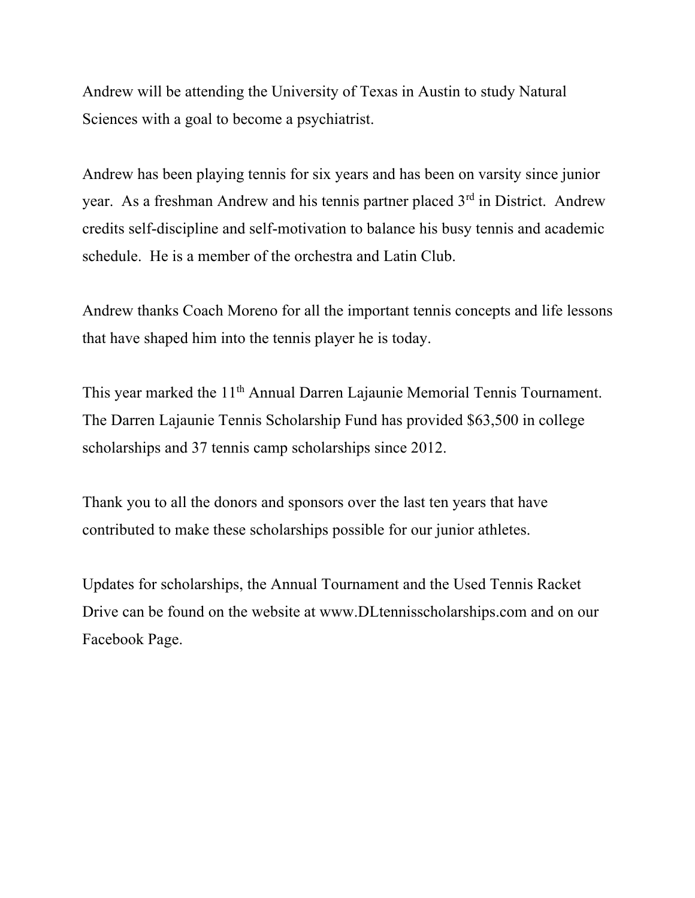Andrew will be attending the University of Texas in Austin to study Natural Sciences with a goal to become a psychiatrist.

Andrew has been playing tennis for six years and has been on varsity since junior year. As a freshman Andrew and his tennis partner placed 3rd in District. Andrew credits self-discipline and self-motivation to balance his busy tennis and academic schedule. He is a member of the orchestra and Latin Club.

Andrew thanks Coach Moreno for all the important tennis concepts and life lessons that have shaped him into the tennis player he is today.

This year marked the 11th Annual Darren Lajaunie Memorial Tennis Tournament. The Darren Lajaunie Tennis Scholarship Fund has provided $63,500 in college scholarships and 37 tennis camp scholarships since 2012.

Thank you to all the donors and sponsors over the last ten years that have contributed to make these scholarships possible for our junior athletes.

Updates for scholarships, the Annual Tournament and the Used Tennis Racket Drive can be found on the website at www.DLtennisscholarships.com and on our Facebook Page.